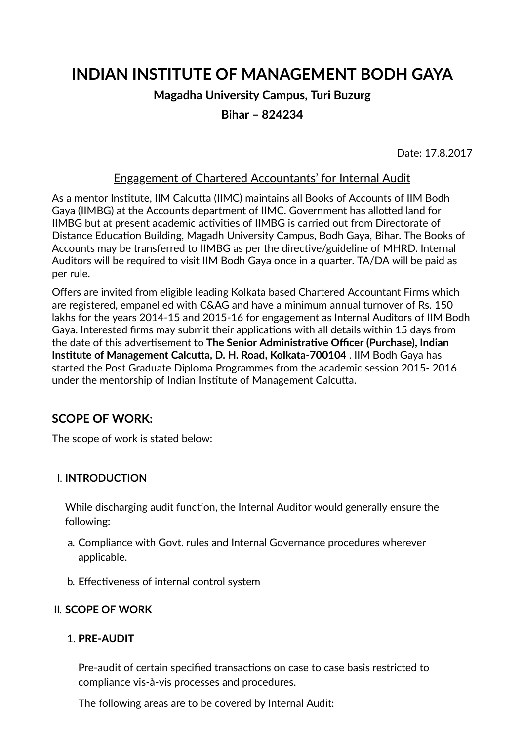# INDIAN INSTITUTE OF MANAGEMENT BODH GAYA

**Magadha University Campus, Turi Buzurg**

**Bihar – 824234**

Date: 17.8.2017

<u>Engagement of Chartered Accountants' for Internal Audit</u>

As a mentor Institute, IIM Calcutta (IIMC) maintains all Books of Accounts of IIM Bodh Gaya (IIMBG) at the Accounts department of IIMC. Government has allotted land for IIMBG but at present academic activities of IIMBG is carried out from Directorate of Distance Education Building, Magadh University Campus, Bodh Gaya, Bihar. The Books of Accounts may be transferred to IIMBG as per the directive/guideline of MHRD. Internal Auditors will be required to visit IIM Bodh Gaya once in a quarter. TA/DA will be paid as per rule.

Offers are invited from eligible leading Kolkata based Chartered Accountant Firms which are registered, empanelled with C&AG and have a minimum annual turnover of Rs. 150 lakhs for the years 2014-15 and 2015-16 for engagement as Internal Auditors of IIM Bodh Gaya. Interested firms may submit their applications with all details within 15 days from the date of this advertisement to **The Senior Administrative Officer (Purchase), Indian Institute of Management Calcutta, D. H. Road, Kolkata-700104** . IIM Bodh Gaya has started the Post Graduate Diploma Programmes from the academic session 2015- 2016 under the mentorship of Indian Institute of Management Calcutta.

## SCOPE OF WORK:

The scope of work is stated below:

I. **INTRODUCTION**

While discharging audit function, the Internal Auditor would generally ensure the following:

a. Compliance with Govt. rules and Internal Governance procedures wherever applicable.

b. Effectiveness of internal control system

II. **SCOPE OF WORK**

1. **PRE-AUDIT**

Pre-audit of certain specified transactions on case to case basis restricted to compliance vis-à-vis processes and procedures.

The following areas are to be covered by Internal Audit: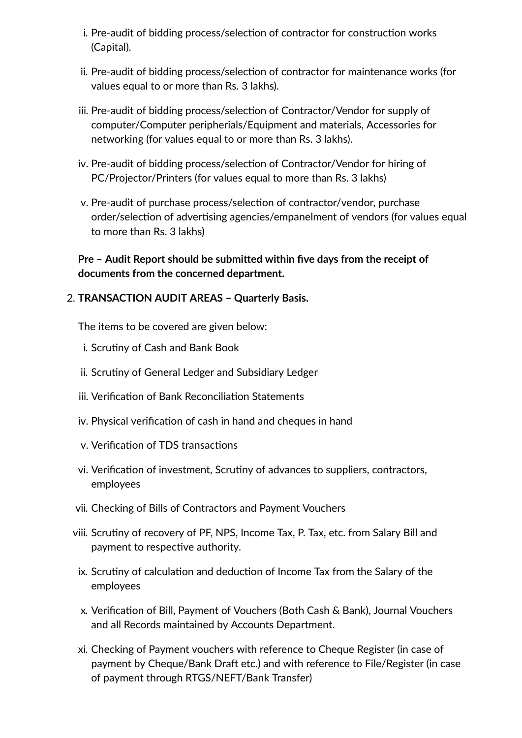i. Pre-audit of bidding process/selection of contractor for construction works (Capital).

ii. Pre-audit of bidding process/selection of contractor for maintenance works (for values equal to or more than Rs. 3 lakhs).

iii. Pre-audit of bidding process/selection of Contractor/Vendor for supply of computer/Computer peripherials/Equipment and materials, Accessories for networking (for values equal to or more than Rs. 3 lakhs).

iv. Pre-audit of bidding process/selection of Contractor/Vendor for hiring of PC/Projector/Printers (for values equal to more than Rs. 3 lakhs)

v. Pre-audit of purchase process/selection of contractor/vendor, purchase order/selection of advertising agencies/empanelment of vendors (for values equal to more than Rs. 3 lakhs)

**Pre – Audit Report should be submitted within five days from the receipt of documents from the concerned department.**

2. **TRANSACTION AUDIT AREAS – Quarterly Basis.**

   The items to be covered are given below:

   i. Scrutiny of Cash and Bank Book

   ii. Scrutiny of General Ledger and Subsidiary Ledger

   iii. Verification of Bank Reconciliation Statements

   iv. Physical verification of cash in hand and cheques in hand

   v. Verification of TDS transactions

   vi. Verification of investment, Scrutiny of advances to suppliers, contractors, employees

   vii. Checking of Bills of Contractors and Payment Vouchers

   viii. Scrutiny of recovery of PF, NPS, Income Tax, P. Tax, etc. from Salary Bill and payment to respective authority.

   ix. Scrutiny of calculation and deduction of Income Tax from the Salary of the employees

   x. Verification of Bill, Payment of Vouchers (Both Cash & Bank), Journal Vouchers and all Records maintained by Accounts Department.

   xi. Checking of Payment vouchers with reference to Cheque Register (in case of payment by Cheque/Bank Draft etc.) and with reference to File/Register (in case of payment through RTGS/NEFT/Bank Transfer)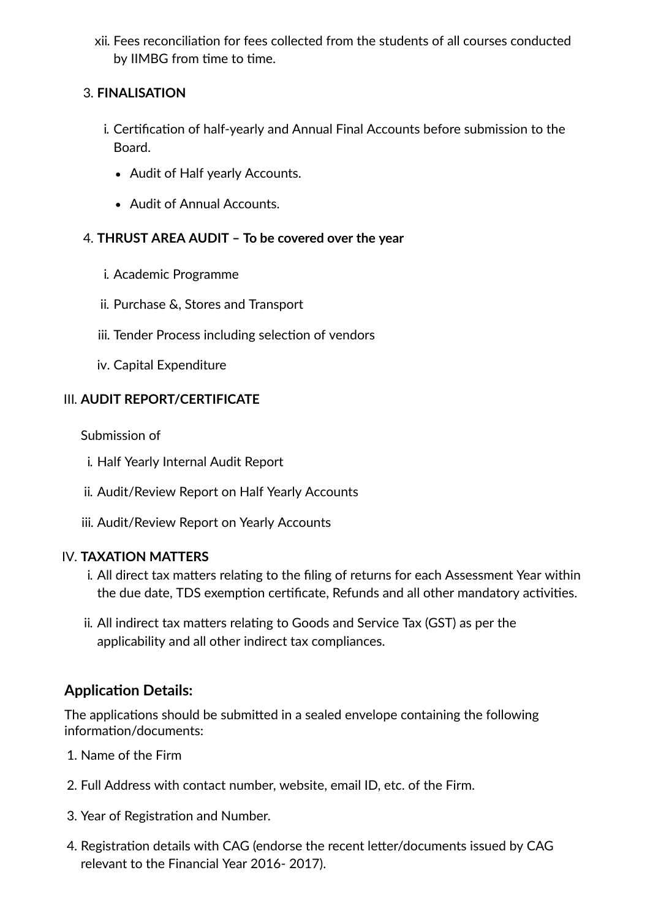xii. Fees reconciliation for fees collected from the students of all courses conducted by IIMBG from time to time.

3. **FINALISATION**

    i. Certification of half-yearly and Annual Final Accounts before submission to the Board.

    - Audit of Half yearly Accounts.
    - Audit of Annual Accounts.

4. **THRUST AREA AUDIT – To be covered over the year**

    i. Academic Programme

    ii. Purchase &, Stores and Transport

    iii. Tender Process including selection of vendors

    iv. Capital Expenditure

III. **AUDIT REPORT/CERTIFICATE**

Submission of

i. Half Yearly Internal Audit Report

ii. Audit/Review Report on Half Yearly Accounts

iii. Audit/Review Report on Yearly Accounts

IV. **TAXATION MATTERS**

i. All direct tax matters relating to the filing of returns for each Assessment Year within the due date, TDS exemption certificate, Refunds and all other mandatory activities.

ii. All indirect tax matters relating to Goods and Service Tax (GST) as per the applicability and all other indirect tax compliances.

## Application Details:

The applications should be submitted in a sealed envelope containing the following information/documents:

1. Name of the Firm
2. Full Address with contact number, website, email ID, etc. of the Firm.
3. Year of Registration and Number.
4. Registration details with CAG (endorse the recent letter/documents issued by CAG relevant to the Financial Year 2016- 2017).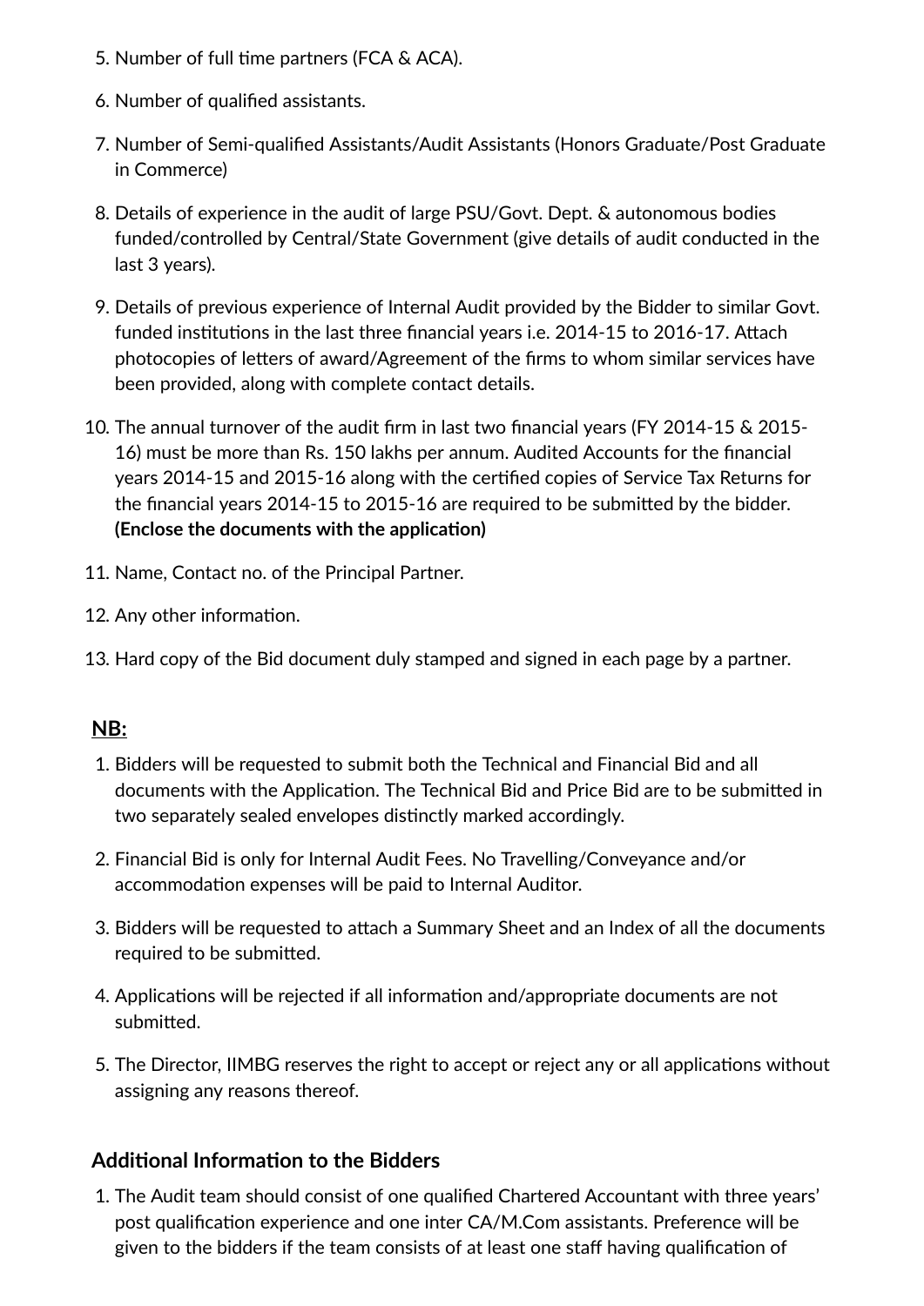5. Number of full time partners (FCA & ACA).
6. Number of qualified assistants.
7. Number of Semi-qualified Assistants/Audit Assistants (Honors Graduate/Post Graduate in Commerce)
8. Details of experience in the audit of large PSU/Govt. Dept. & autonomous bodies funded/controlled by Central/State Government (give details of audit conducted in the last 3 years).
9. Details of previous experience of Internal Audit provided by the Bidder to similar Govt. funded institutions in the last three financial years i.e. 2014-15 to 2016-17. Attach photocopies of letters of award/Agreement of the firms to whom similar services have been provided, along with complete contact details.
10. The annual turnover of the audit firm in last two financial years (FY 2014-15 & 2015-16) must be more than Rs. 150 lakhs per annum. Audited Accounts for the financial years 2014-15 and 2015-16 along with the certified copies of Service Tax Returns for the financial years 2014-15 to 2015-16 are required to be submitted by the bidder. **(Enclose the documents with the application)**
11. Name, Contact no. of the Principal Partner.
12. Any other information.
13. Hard copy of the Bid document duly stamped and signed in each page by a partner.

**NB:**

1. Bidders will be requested to submit both the Technical and Financial Bid and all documents with the Application. The Technical Bid and Price Bid are to be submitted in two separately sealed envelopes distinctly marked accordingly.
2. Financial Bid is only for Internal Audit Fees. No Travelling/Conveyance and/or accommodation expenses will be paid to Internal Auditor.
3. Bidders will be requested to attach a Summary Sheet and an Index of all the documents required to be submitted.
4. Applications will be rejected if all information and/appropriate documents are not submitted.
5. The Director, IIMBG reserves the right to accept or reject any or all applications without assigning any reasons thereof.

## Additional Information to the Bidders

1. The Audit team should consist of one qualified Chartered Accountant with three years' post qualification experience and one inter CA/M.Com assistants. Preference will be given to the bidders if the team consists of at least one staff having qualification of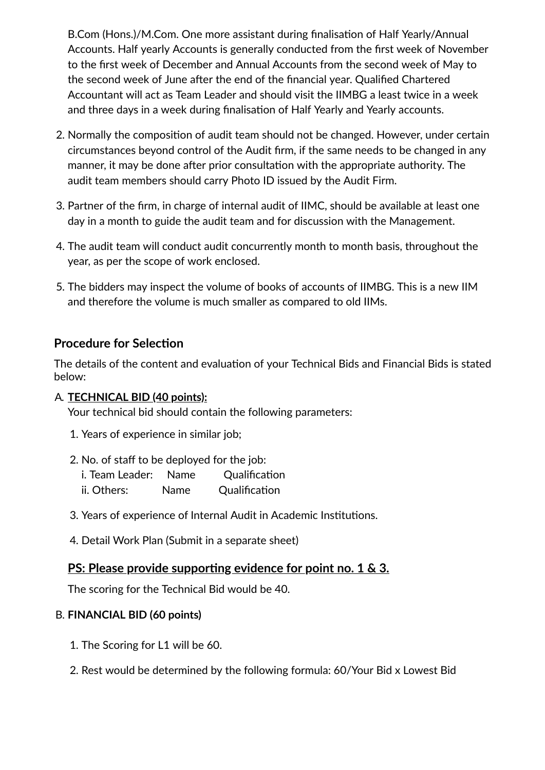B.Com (Hons.)/M.Com. One more assistant during finalisation of Half Yearly/Annual Accounts. Half yearly Accounts is generally conducted from the first week of November to the first week of December and Annual Accounts from the second week of May to the second week of June after the end of the financial year. Qualified Chartered Accountant will act as Team Leader and should visit the IIMBG a least twice in a week and three days in a week during finalisation of Half Yearly and Yearly accounts.

2. Normally the composition of audit team should not be changed. However, under certain circumstances beyond control of the Audit firm, if the same needs to be changed in any manner, it may be done after prior consultation with the appropriate authority. The audit team members should carry Photo ID issued by the Audit Firm.

3. Partner of the firm, in charge of internal audit of IIMC, should be available at least one day in a month to guide the audit team and for discussion with the Management.

4. The audit team will conduct audit concurrently month to month basis, throughout the year, as per the scope of work enclosed.

5. The bidders may inspect the volume of books of accounts of IIMBG. This is a new IIM and therefore the volume is much smaller as compared to old IIMs.

## Procedure for Selection

The details of the content and evaluation of your Technical Bids and Financial Bids is stated below:

A. **TECHNICAL BID (40 points):**
   Your technical bid should contain the following parameters:

   1. Years of experience in similar job;

   2. No. of staff to be deployed for the job:
      i. Team Leader: Name Qualification
      ii. Others: Name Qualification

   3. Years of experience of Internal Audit in Academic Institutions.

   4. Detail Work Plan (Submit in a separate sheet)

   **PS: Please provide supporting evidence for point no. 1 & 3.**

   The scoring for the Technical Bid would be 40.

B. **FINANCIAL BID (60 points)**

   1. The Scoring for L1 will be 60.

   2. Rest would be determined by the following formula: 60/Your Bid x Lowest Bid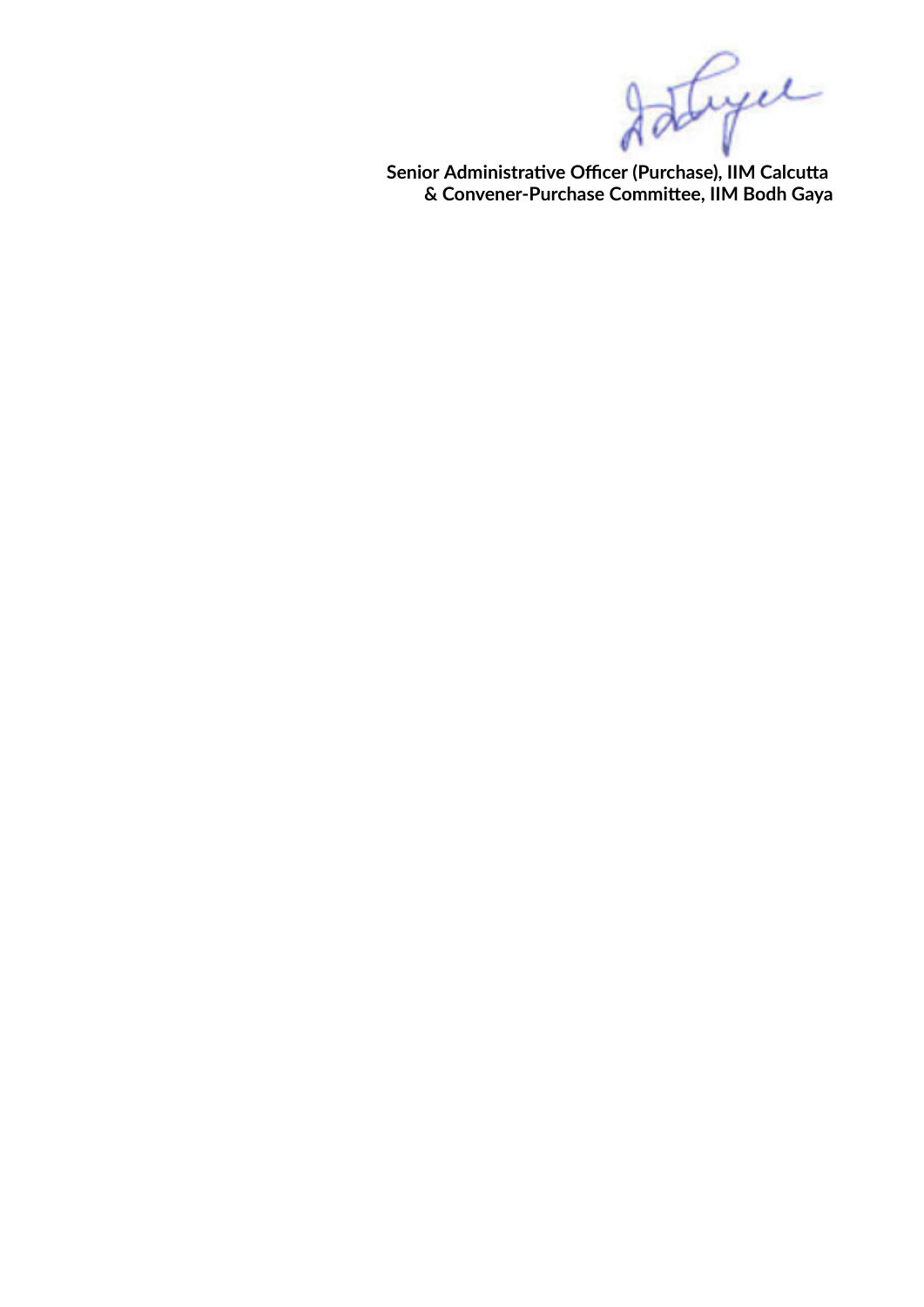**Senior Administrative Officer (Purchase), IIM Calcutta**
**& Convener-Purchase Committee, IIM Bodh Gaya**